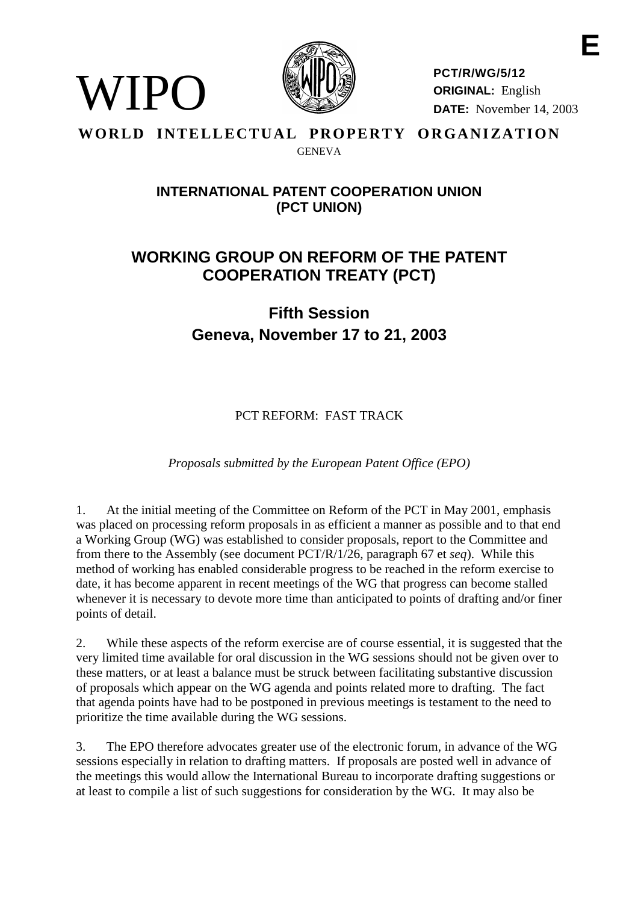E

WIPO

PCT/R/WG/5/12
ORIGINAL: English
DATE: November 14, 2003

**WORLD INTELLECTUAL PROPERTY ORGANIZATION**
GENEVA

## INTERNATIONAL PATENT COOPERATION UNION (PCT UNION)

# WORKING GROUP ON REFORM OF THE PATENT COOPERATION TREATY (PCT)

## Fifth Session
## Geneva, November 17 to 21, 2003

PCT REFORM: FAST TRACK

*Proposals submitted by the European Patent Office (EPO)*

1. At the initial meeting of the Committee on Reform of the PCT in May 2001, emphasis was placed on processing reform proposals in as efficient a manner as possible and to that end a Working Group (WG) was established to consider proposals, report to the Committee and from there to the Assembly (see document PCT/R/1/26, paragraph 67 et *seq*). While this method of working has enabled considerable progress to be reached in the reform exercise to date, it has become apparent in recent meetings of the WG that progress can become stalled whenever it is necessary to devote more time than anticipated to points of drafting and/or finer points of detail.

2. While these aspects of the reform exercise are of course essential, it is suggested that the very limited time available for oral discussion in the WG sessions should not be given over to these matters, or at least a balance must be struck between facilitating substantive discussion of proposals which appear on the WG agenda and points related more to drafting. The fact that agenda points have had to be postponed in previous meetings is testament to the need to prioritize the time available during the WG sessions.

3. The EPO therefore advocates greater use of the electronic forum, in advance of the WG sessions especially in relation to drafting matters. If proposals are posted well in advance of the meetings this would allow the International Bureau to incorporate drafting suggestions or at least to compile a list of such suggestions for consideration by the WG. It may also be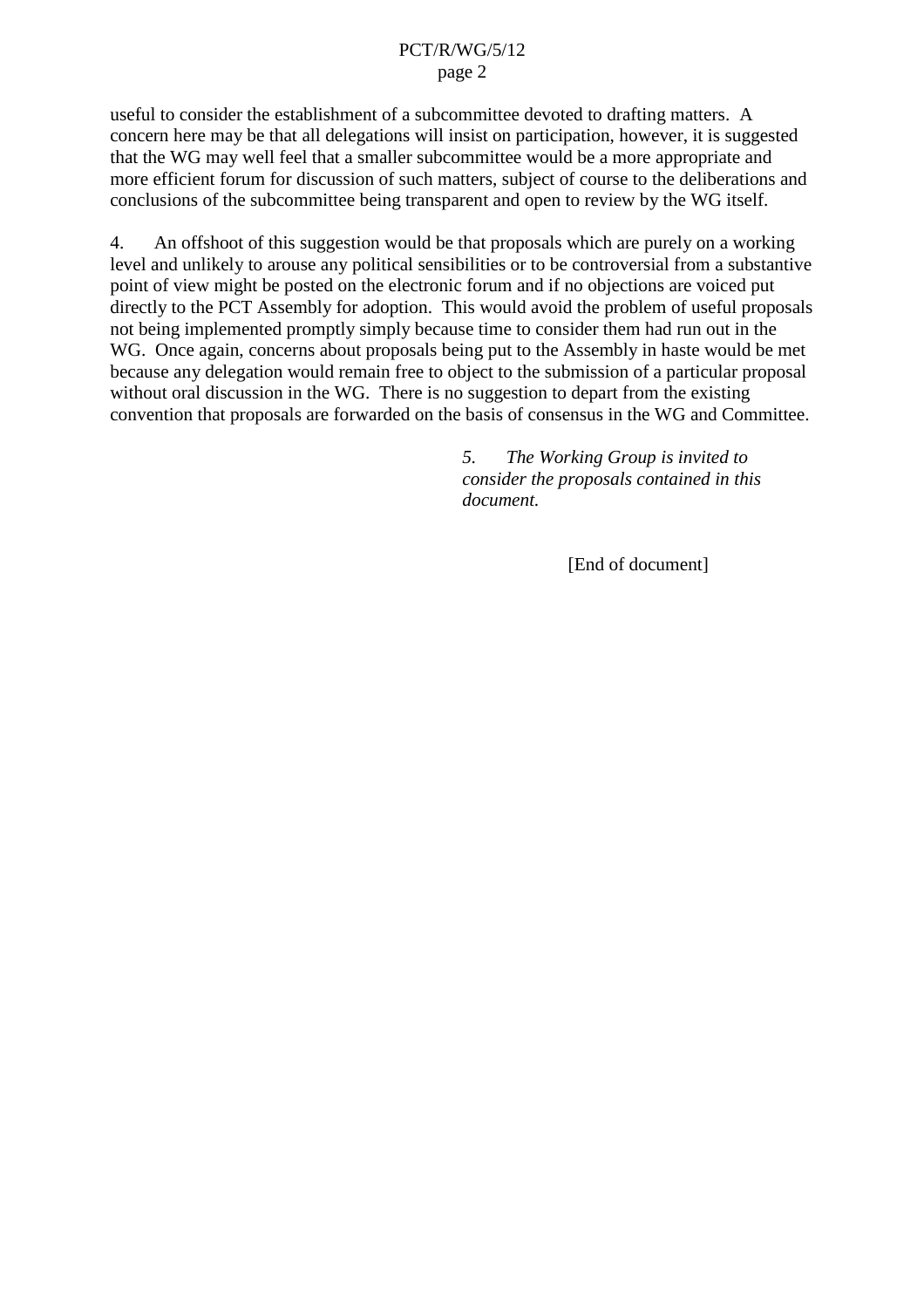useful to consider the establishment of a subcommittee devoted to drafting matters. A concern here may be that all delegations will insist on participation, however, it is suggested that the WG may well feel that a smaller subcommittee would be a more appropriate and more efficient forum for discussion of such matters, subject of course to the deliberations and conclusions of the subcommittee being transparent and open to review by the WG itself.

4. An offshoot of this suggestion would be that proposals which are purely on a working level and unlikely to arouse any political sensibilities or to be controversial from a substantive point of view might be posted on the electronic forum and if no objections are voiced put directly to the PCT Assembly for adoption. This would avoid the problem of useful proposals not being implemented promptly simply because time to consider them had run out in the WG. Once again, concerns about proposals being put to the Assembly in haste would be met because any delegation would remain free to object to the submission of a particular proposal without oral discussion in the WG. There is no suggestion to depart from the existing convention that proposals are forwarded on the basis of consensus in the WG and Committee.

*5. The Working Group is invited to consider the proposals contained in this document.*

[End of document]